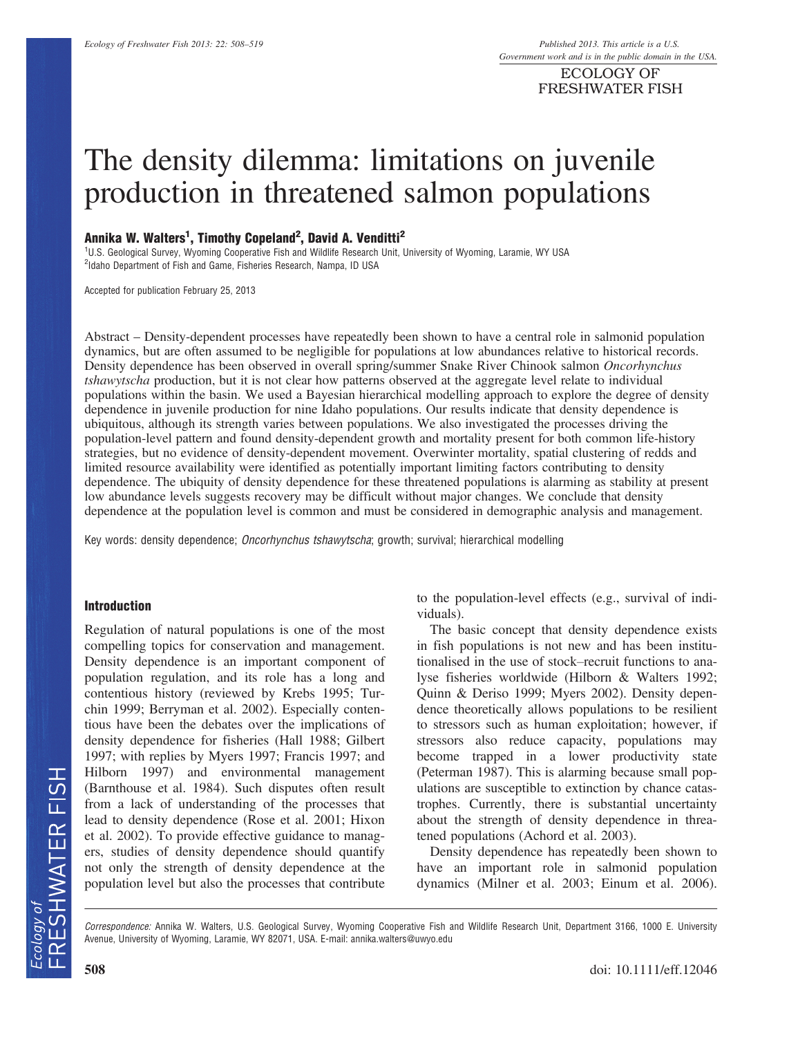# The density dilemma: limitations on juvenile production in threatened salmon populations

**Annika W. Walters[1], Timothy Copeland[2], David A. Venditti[2]**

[1]U.S. Geological Survey, Wyoming Cooperative Fish and Wildlife Research Unit, University of Wyoming, Laramie, WY USA
[2]Idaho Department of Fish and Game, Fisheries Research, Nampa, ID USA

Accepted for publication February 25, 2013

Abstract – Density-dependent processes have repeatedly been shown to have a central role in salmonid population dynamics, but are often assumed to be negligible for populations at low abundances relative to historical records. Density dependence has been observed in overall spring/summer Snake River Chinook salmon *Oncorhynchus tshawytscha* production, but it is not clear how patterns observed at the aggregate level relate to individual populations within the basin. We used a Bayesian hierarchical modelling approach to explore the degree of density dependence in juvenile production for nine Idaho populations. Our results indicate that density dependence is ubiquitous, although its strength varies between populations. We also investigated the processes driving the population-level pattern and found density-dependent growth and mortality present for both common life-history strategies, but no evidence of density-dependent movement. Overwinter mortality, spatial clustering of redds and limited resource availability were identified as potentially important limiting factors contributing to density dependence. The ubiquity of density dependence for these threatened populations is alarming as stability at present low abundance levels suggests recovery may be difficult without major changes. We conclude that density dependence at the population level is common and must be considered in demographic analysis and management.

Key words: density dependence; *Oncorhynchus tshawytscha*; growth; survival; hierarchical modelling

## Introduction

Regulation of natural populations is one of the most compelling topics for conservation and management. Density dependence is an important component of population regulation, and its role has a long and contentious history (reviewed by Krebs 1995; Turchin 1999; Berryman et al. 2002). Especially contentious have been the debates over the implications of density dependence for fisheries (Hall 1988; Gilbert 1997; with replies by Myers 1997; Francis 1997; and Hilborn 1997) and environmental management (Barnthouse et al. 1984). Such disputes often result from a lack of understanding of the processes that lead to density dependence (Rose et al. 2001; Hixon et al. 2002). To provide effective guidance to managers, studies of density dependence should quantify not only the strength of density dependence at the population level but also the processes that contribute to the population-level effects (e.g., survival of individuals).

The basic concept that density dependence exists in fish populations is not new and has been institutionalised in the use of stock–recruit functions to analyse fisheries worldwide (Hilborn & Walters 1992; Quinn & Deriso 1999; Myers 2002). Density dependence theoretically allows populations to be resilient to stressors such as human exploitation; however, if stressors also reduce capacity, populations may become trapped in a lower productivity state (Peterman 1987). This is alarming because small populations are susceptible to extinction by chance catastrophes. Currently, there is substantial uncertainty about the strength of density dependence in threatened populations (Achord et al. 2003).

Density dependence has repeatedly been shown to have an important role in salmonid population dynamics (Milner et al. 2003; Einum et al. 2006).

*Correspondence:* Annika W. Walters, U.S. Geological Survey, Wyoming Cooperative Fish and Wildlife Research Unit, Department 3166, 1000 E. University Avenue, University of Wyoming, Laramie, WY 82071, USA. E-mail: annika.walters@uwyo.edu

doi: 10.1111/eff.12046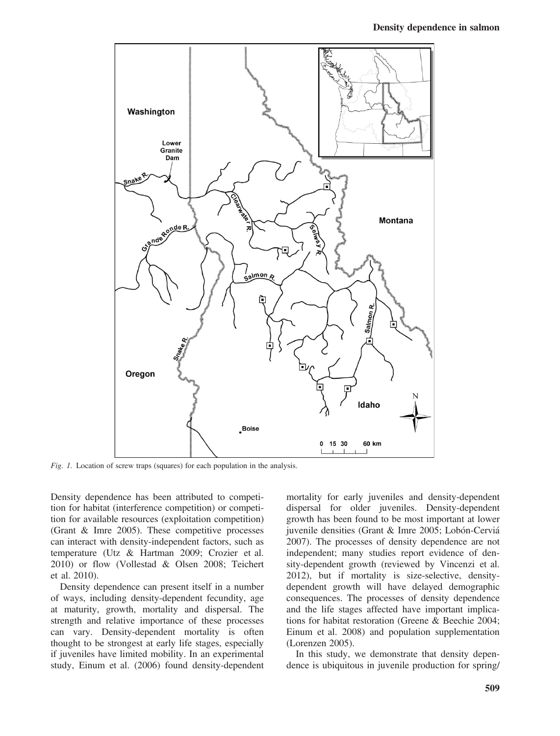Fig. 1. Location of screw traps (squares) for each population in the analysis.

Density dependence has been attributed to competition for habitat (interference competition) or competition for available resources (exploitation competition) (Grant & Imre 2005). These competitive processes can interact with density-independent factors, such as temperature (Utz & Hartman 2009; Crozier et al. 2010) or flow (Vollestad & Olsen 2008; Teichert et al. 2010).

Density dependence can present itself in a number of ways, including density-dependent fecundity, age at maturity, growth, mortality and dispersal. The strength and relative importance of these processes can vary. Density-dependent mortality is often thought to be strongest at early life stages, especially if juveniles have limited mobility. In an experimental study, Einum et al. (2006) found density-dependent mortality for early juveniles and density-dependent dispersal for older juveniles. Density-dependent growth has been found to be most important at lower juvenile densities (Grant & Imre 2005; Lobón-Cerviá 2007). The processes of density dependence are not independent; many studies report evidence of density-dependent growth (reviewed by Vincenzi et al. 2012), but if mortality is size-selective, density-dependent growth will have delayed demographic consequences. The processes of density dependence and the life stages affected have important implications for habitat restoration (Greene & Beechie 2004; Einum et al. 2008) and population supplementation (Lorenzen 2005).

In this study, we demonstrate that density dependence is ubiquitous in juvenile production for spring/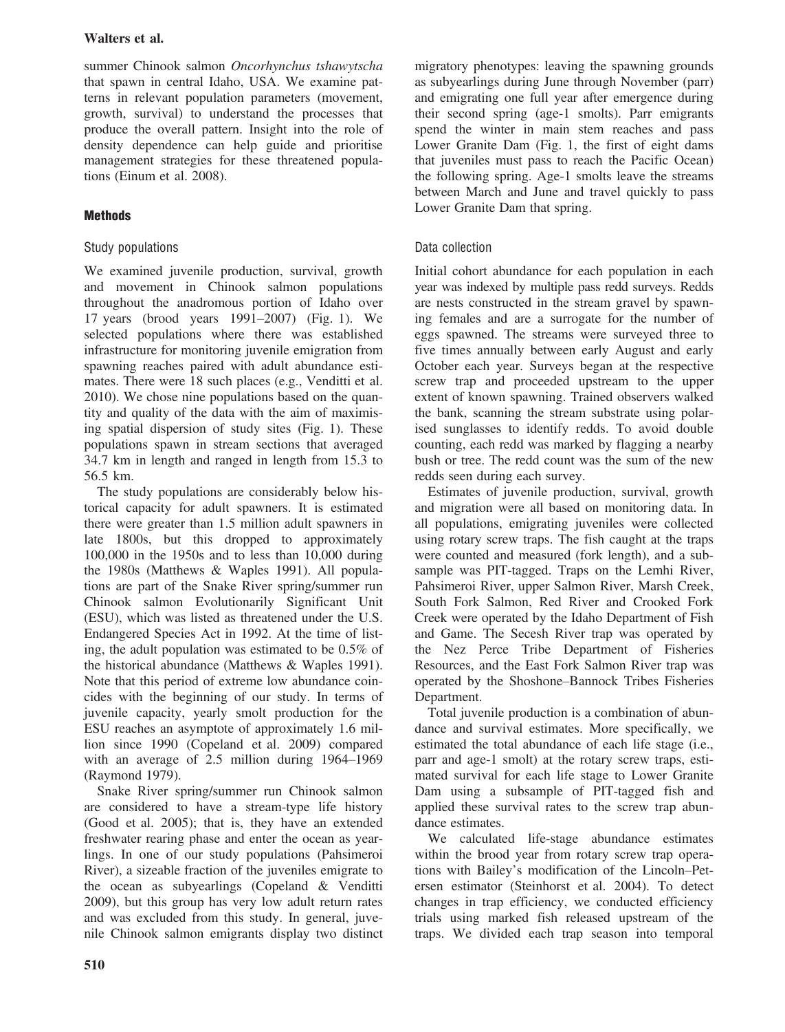summer Chinook salmon *Oncorhynchus tshawytscha* that spawn in central Idaho, USA. We examine patterns in relevant population parameters (movement, growth, survival) to understand the processes that produce the overall pattern. Insight into the role of density dependence can help guide and prioritise management strategies for these threatened populations (Einum et al. 2008).

## Methods

### Study populations

We examined juvenile production, survival, growth and movement in Chinook salmon populations throughout the anadromous portion of Idaho over 17 years (brood years 1991–2007) (Fig. 1). We selected populations where there was established infrastructure for monitoring juvenile emigration from spawning reaches paired with adult abundance estimates. There were 18 such places (e.g., Venditti et al. 2010). We chose nine populations based on the quantity and quality of the data with the aim of maximising spatial dispersion of study sites (Fig. 1). These populations spawn in stream sections that averaged 34.7 km in length and ranged in length from 15.3 to 56.5 km.

The study populations are considerably below historical capacity for adult spawners. It is estimated there were greater than 1.5 million adult spawners in late 1800s, but this dropped to approximately 100,000 in the 1950s and to less than 10,000 during the 1980s (Matthews & Waples 1991). All populations are part of the Snake River spring/summer run Chinook salmon Evolutionarily Significant Unit (ESU), which was listed as threatened under the U.S. Endangered Species Act in 1992. At the time of listing, the adult population was estimated to be 0.5% of the historical abundance (Matthews & Waples 1991). Note that this period of extreme low abundance coincides with the beginning of our study. In terms of juvenile capacity, yearly smolt production for the ESU reaches an asymptote of approximately 1.6 million since 1990 (Copeland et al. 2009) compared with an average of 2.5 million during 1964–1969 (Raymond 1979).

Snake River spring/summer run Chinook salmon are considered to have a stream-type life history (Good et al. 2005); that is, they have an extended freshwater rearing phase and enter the ocean as yearlings. In one of our study populations (Pahsimeroi River), a sizeable fraction of the juveniles emigrate to the ocean as subyearlings (Copeland & Venditti 2009), but this group has very low adult return rates and was excluded from this study. In general, juvenile Chinook salmon emigrants display two distinct migratory phenotypes: leaving the spawning grounds as subyearlings during June through November (parr) and emigrating one full year after emergence during their second spring (age-1 smolts). Parr emigrants spend the winter in main stem reaches and pass Lower Granite Dam (Fig. 1, the first of eight dams that juveniles must pass to reach the Pacific Ocean) the following spring. Age-1 smolts leave the streams between March and June and travel quickly to pass Lower Granite Dam that spring.

### Data collection

Initial cohort abundance for each population in each year was indexed by multiple pass redd surveys. Redds are nests constructed in the stream gravel by spawning females and are a surrogate for the number of eggs spawned. The streams were surveyed three to five times annually between early August and early October each year. Surveys began at the respective screw trap and proceeded upstream to the upper extent of known spawning. Trained observers walked the bank, scanning the stream substrate using polarised sunglasses to identify redds. To avoid double counting, each redd was marked by flagging a nearby bush or tree. The redd count was the sum of the new redds seen during each survey.

Estimates of juvenile production, survival, growth and migration were all based on monitoring data. In all populations, emigrating juveniles were collected using rotary screw traps. The fish caught at the traps were counted and measured (fork length), and a subsample was PIT-tagged. Traps on the Lemhi River, Pahsimeroi River, upper Salmon River, Marsh Creek, South Fork Salmon, Red River and Crooked Fork Creek were operated by the Idaho Department of Fish and Game. The Secesh River trap was operated by the Nez Perce Tribe Department of Fisheries Resources, and the East Fork Salmon River trap was operated by the Shoshone–Bannock Tribes Fisheries Department.

Total juvenile production is a combination of abundance and survival estimates. More specifically, we estimated the total abundance of each life stage (i.e., parr and age-1 smolt) at the rotary screw traps, estimated survival for each life stage to Lower Granite Dam using a subsample of PIT-tagged fish and applied these survival rates to the screw trap abundance estimates.

We calculated life-stage abundance estimates within the brood year from rotary screw trap operations with Bailey's modification of the Lincoln–Petersen estimator (Steinhorst et al. 2004). To detect changes in trap efficiency, we conducted efficiency trials using marked fish released upstream of the traps. We divided each trap season into temporal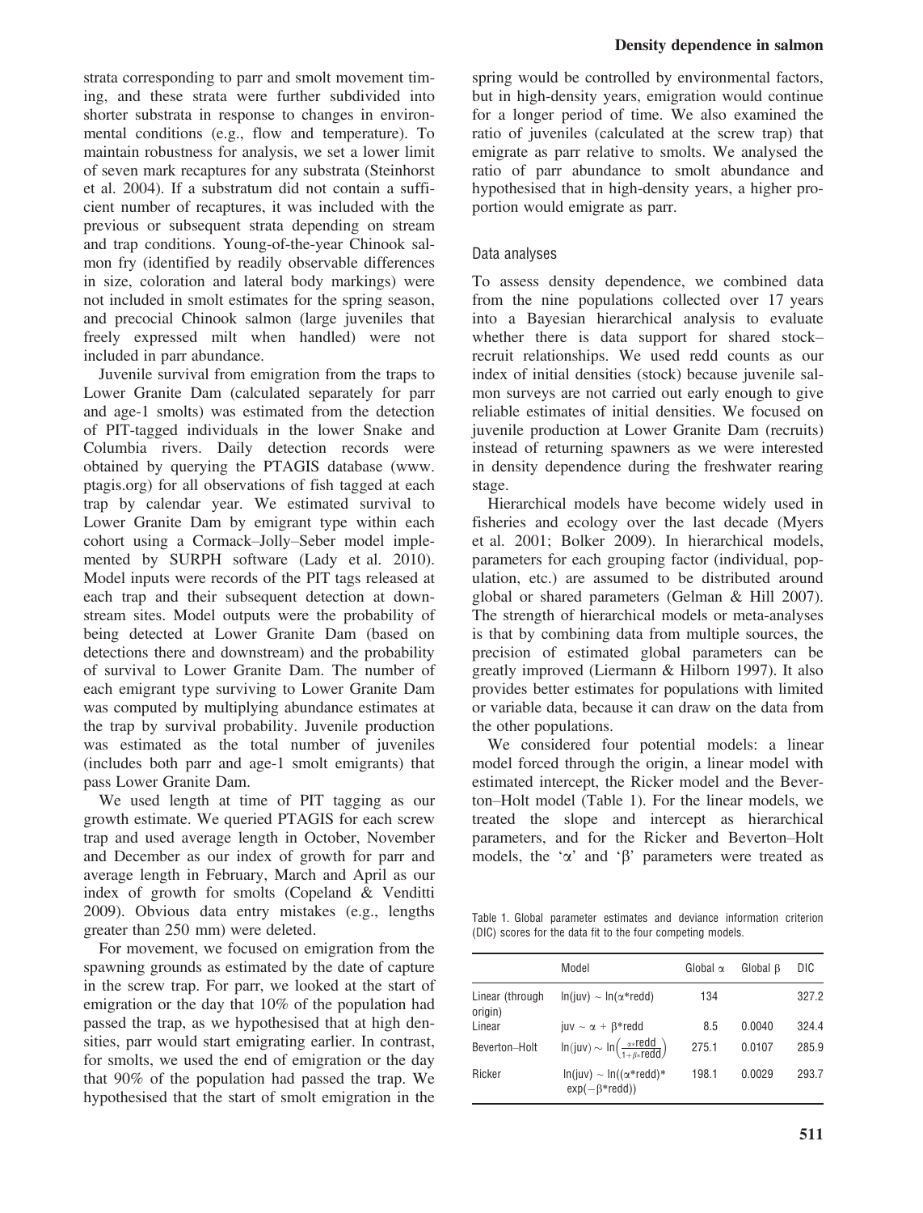strata corresponding to parr and smolt movement timing, and these strata were further subdivided into shorter substrata in response to changes in environmental conditions (e.g., flow and temperature). To maintain robustness for analysis, we set a lower limit of seven mark recaptures for any substrata (Steinhorst et al. 2004). If a substratum did not contain a sufficient number of recaptures, it was included with the previous or subsequent strata depending on stream and trap conditions. Young-of-the-year Chinook salmon fry (identified by readily observable differences in size, coloration and lateral body markings) were not included in smolt estimates for the spring season, and precocial Chinook salmon (large juveniles that freely expressed milt when handled) were not included in parr abundance.

Juvenile survival from emigration from the traps to Lower Granite Dam (calculated separately for parr and age-1 smolts) was estimated from the detection of PIT-tagged individuals in the lower Snake and Columbia rivers. Daily detection records were obtained by querying the PTAGIS database (www.ptagis.org) for all observations of fish tagged at each trap by calendar year. We estimated survival to Lower Granite Dam by emigrant type within each cohort using a Cormack–Jolly–Seber model implemented by SURPH software (Lady et al. 2010). Model inputs were records of the PIT tags released at each trap and their subsequent detection at downstream sites. Model outputs were the probability of being detected at Lower Granite Dam (based on detections there and downstream) and the probability of survival to Lower Granite Dam. The number of each emigrant type surviving to Lower Granite Dam was computed by multiplying abundance estimates at the trap by survival probability. Juvenile production was estimated as the total number of juveniles (includes both parr and age-1 smolt emigrants) that pass Lower Granite Dam.

We used length at time of PIT tagging as our growth estimate. We queried PTAGIS for each screw trap and used average length in October, November and December as our index of growth for parr and average length in February, March and April as our index of growth for smolts (Copeland & Venditti 2009). Obvious data entry mistakes (e.g., lengths greater than 250 mm) were deleted.

For movement, we focused on emigration from the spawning grounds as estimated by the date of capture in the screw trap. For parr, we looked at the start of emigration or the day that 10% of the population had passed the trap, as we hypothesised that at high densities, parr would start emigrating earlier. In contrast, for smolts, we used the end of emigration or the day that 90% of the population had passed the trap. We hypothesised that the start of smolt emigration in the spring would be controlled by environmental factors, but in high-density years, emigration would continue for a longer period of time. We also examined the ratio of juveniles (calculated at the screw trap) that emigrate as parr relative to smolts. We analysed the ratio of parr abundance to smolt abundance and hypothesised that in high-density years, a higher proportion would emigrate as parr.

### Data analyses

To assess density dependence, we combined data from the nine populations collected over 17 years into a Bayesian hierarchical analysis to evaluate whether there is data support for shared stock–recruit relationships. We used redd counts as our index of initial densities (stock) because juvenile salmon surveys are not carried out early enough to give reliable estimates of initial densities. We focused on juvenile production at Lower Granite Dam (recruits) instead of returning spawners as we were interested in density dependence during the freshwater rearing stage.

Hierarchical models have become widely used in fisheries and ecology over the last decade (Myers et al. 2001; Bolker 2009). In hierarchical models, parameters for each grouping factor (individual, population, etc.) are assumed to be distributed around global or shared parameters (Gelman & Hill 2007). The strength of hierarchical models or meta-analyses is that by combining data from multiple sources, the precision of estimated global parameters can be greatly improved (Liermann & Hilborn 1997). It also provides better estimates for populations with limited or variable data, because it can draw on the data from the other populations.

We considered four potential models: a linear model forced through the origin, a linear model with estimated intercept, the Ricker model and the Beverton–Holt model (Table 1). For the linear models, we treated the slope and intercept as hierarchical parameters, and for the Ricker and Beverton–Holt models, the '$\alpha$' and '$\beta$' parameters were treated as

Table 1. Global parameter estimates and deviance information criterion (DIC) scores for the data fit to the four competing models.

| | Model | Global $\alpha$ | Global $\beta$ | DIC |
|---|---|---|---|---|
| Linear (through origin) | $\ln(\text{juv}) \sim \ln(\alpha{*}\text{redd})$ | 134 | | 327.2 |
| Linear | $\text{juv} \sim \alpha + \beta{*}\text{redd}$ | 8.5 | 0.0040 | 324.4 |
| Beverton–Holt | $\ln(\text{juv}) \sim \ln\left(\frac{\alpha{*}\text{redd}}{1+\beta{*}\text{redd}}\right)$ | 275.1 | 0.0107 | 285.9 |
| Ricker | $\ln(\text{juv}) \sim \ln((\alpha{*}\text{redd}){*}\exp(-\beta{*}\text{redd}))$ | 198.1 | 0.0029 | 293.7 |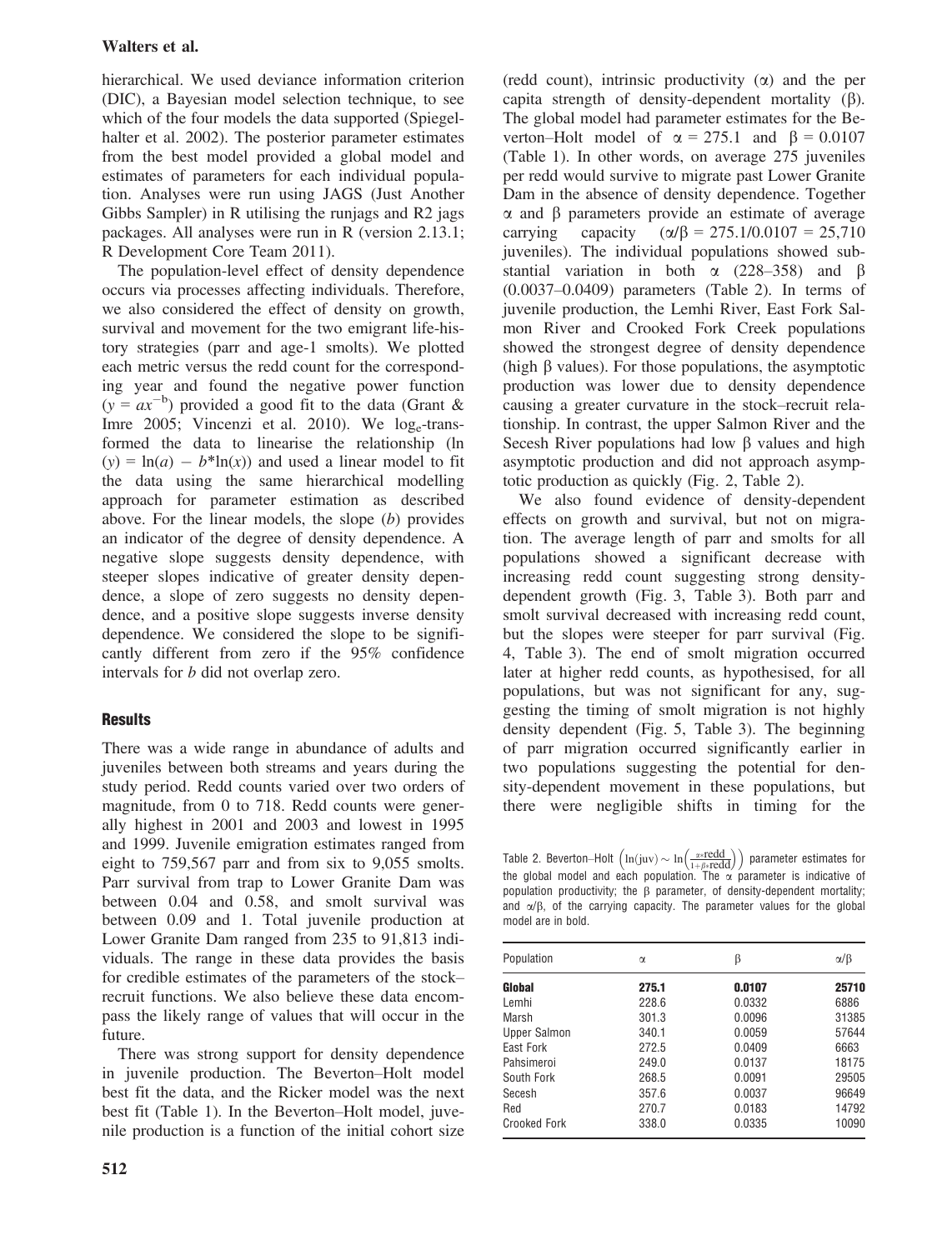hierarchical. We used deviance information criterion (DIC), a Bayesian model selection technique, to see which of the four models the data supported (Spiegelhalter et al. 2002). The posterior parameter estimates from the best model provided a global model and estimates of parameters for each individual population. Analyses were run using JAGS (Just Another Gibbs Sampler) in R utilising the runjags and R2 jags packages. All analyses were run in R (version 2.13.1; R Development Core Team 2011).

The population-level effect of density dependence occurs via processes affecting individuals. Therefore, we also considered the effect of density on growth, survival and movement for the two emigrant life-history strategies (parr and age-1 smolts). We plotted each metric versus the redd count for the corresponding year and found the negative power function ($y = ax^{-b}$) provided a good fit to the data (Grant & Imre 2005; Vincenzi et al. 2010). We $\log_e$-transformed the data to linearise the relationship ($\ln(y) = \ln(a) - b*\ln(x)$) and used a linear model to fit the data using the same hierarchical modelling approach for parameter estimation as described above. For the linear models, the slope ($b$) provides an indicator of the degree of density dependence. A negative slope suggests density dependence, with steeper slopes indicative of greater density dependence, a slope of zero suggests no density dependence, and a positive slope suggests inverse density dependence. We considered the slope to be significantly different from zero if the 95% confidence intervals for $b$ did not overlap zero.

## Results

There was a wide range in abundance of adults and juveniles between both streams and years during the study period. Redd counts varied over two orders of magnitude, from 0 to 718. Redd counts were generally highest in 2001 and 2003 and lowest in 1995 and 1999. Juvenile emigration estimates ranged from eight to 759,567 parr and from six to 9,055 smolts. Parr survival from trap to Lower Granite Dam was between 0.04 and 0.58, and smolt survival was between 0.09 and 1. Total juvenile production at Lower Granite Dam ranged from 235 to 91,813 individuals. The range in these data provides the basis for credible estimates of the parameters of the stock–recruit functions. We also believe these data encompass the likely range of values that will occur in the future.

There was strong support for density dependence in juvenile production. The Beverton–Holt model best fit the data, and the Ricker model was the next best fit (Table 1). In the Beverton–Holt model, juvenile production is a function of the initial cohort size (redd count), intrinsic productivity ($\alpha$) and the per capita strength of density-dependent mortality ($\beta$). The global model had parameter estimates for the Beverton–Holt model of $\alpha = 275.1$ and $\beta = 0.0107$ (Table 1). In other words, on average 275 juveniles per redd would survive to migrate past Lower Granite Dam in the absence of density dependence. Together $\alpha$ and $\beta$ parameters provide an estimate of average carrying capacity ($\alpha/\beta = 275.1/0.0107 = 25{,}710$ juveniles). The individual populations showed substantial variation in both $\alpha$ (228–358) and $\beta$ (0.0037–0.0409) parameters (Table 2). In terms of juvenile production, the Lemhi River, East Fork Salmon River and Crooked Fork Creek populations showed the strongest degree of density dependence (high $\beta$ values). For those populations, the asymptotic production was lower due to density dependence causing a greater curvature in the stock–recruit relationship. In contrast, the upper Salmon River and the Secesh River populations had low $\beta$ values and high asymptotic production and did not approach asymptotic production as quickly (Fig. 2, Table 2).

We also found evidence of density-dependent effects on growth and survival, but not on migration. The average length of parr and smolts for all populations showed a significant decrease with increasing redd count suggesting strong density-dependent growth (Fig. 3, Table 3). Both parr and smolt survival decreased with increasing redd count, but the slopes were steeper for parr survival (Fig. 4, Table 3). The end of smolt migration occurred later at higher redd counts, as hypothesised, for all populations, but was not significant for any, suggesting the timing of smolt migration is not highly density dependent (Fig. 5, Table 3). The beginning of parr migration occurred significantly earlier in two populations suggesting the potential for density-dependent movement in these populations, but there were negligible shifts in timing for the

Table 2. Beverton–Holt $\left(\ln(\text{juv}) \sim \ln\left(\frac{\alpha * \text{redd}}{1+\beta * \text{redd}}\right)\right)$ parameter estimates for the global model and each population. The $\alpha$ parameter is indicative of population productivity; the $\beta$ parameter, of density-dependent mortality; and $\alpha/\beta$, of the carrying capacity. The parameter values for the global model are in bold.

| Population | $\alpha$ | $\beta$ | $\alpha/\beta$ |
|---|---|---|---|
| **Global** | **275.1** | **0.0107** | **25710** |
| Lemhi | 228.6 | 0.0332 | 6886 |
| Marsh | 301.3 | 0.0096 | 31385 |
| Upper Salmon | 340.1 | 0.0059 | 57644 |
| East Fork | 272.5 | 0.0409 | 6663 |
| Pahsimeroi | 249.0 | 0.0137 | 18175 |
| South Fork | 268.5 | 0.0091 | 29505 |
| Secesh | 357.6 | 0.0037 | 96649 |
| Red | 270.7 | 0.0183 | 14792 |
| Crooked Fork | 338.0 | 0.0335 | 10090 |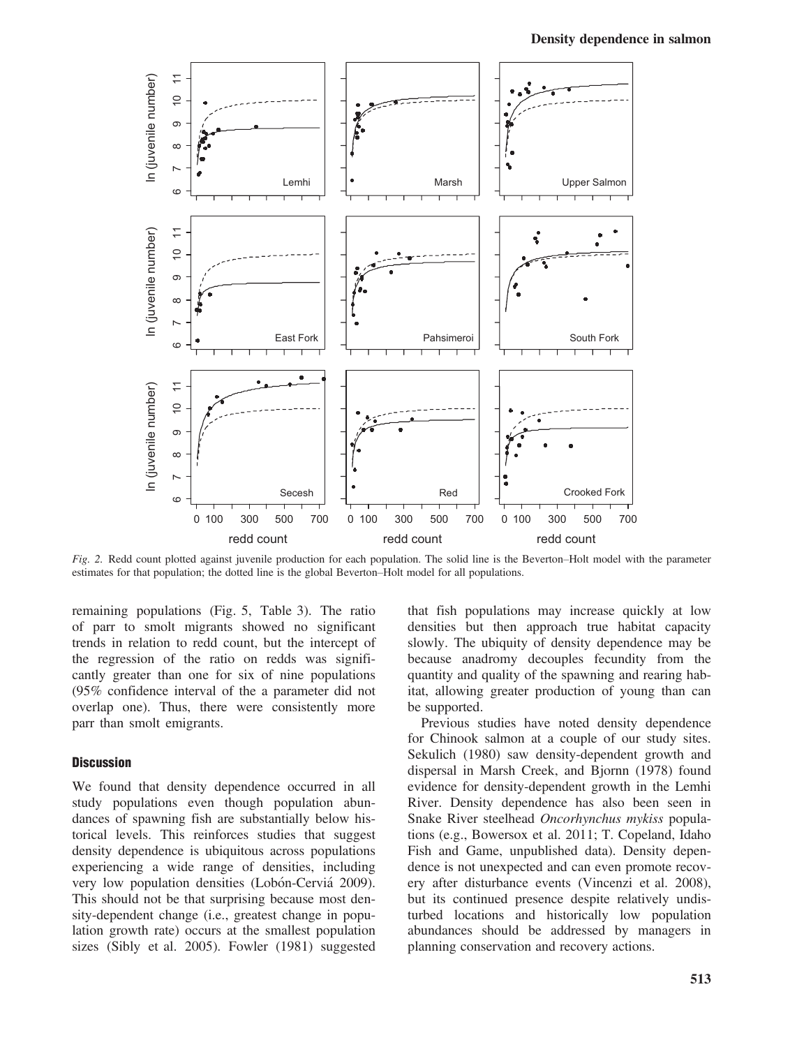*Fig. 2.* Redd count plotted against juvenile production for each population. The solid line is the Beverton–Holt model with the parameter estimates for that population; the dotted line is the global Beverton–Holt model for all populations.

remaining populations (Fig. 5, Table 3). The ratio of parr to smolt migrants showed no significant trends in relation to redd count, but the intercept of the regression of the ratio on redds was significantly greater than one for six of nine populations (95% confidence interval of the a parameter did not overlap one). Thus, there were consistently more parr than smolt emigrants.

## Discussion

We found that density dependence occurred in all study populations even though population abundances of spawning fish are substantially below historical levels. This reinforces studies that suggest density dependence is ubiquitous across populations experiencing a wide range of densities, including very low population densities (Lobón-Cerviá 2009). This should not be that surprising because most density-dependent change (i.e., greatest change in population growth rate) occurs at the smallest population sizes (Sibly et al. 2005). Fowler (1981) suggested that fish populations may increase quickly at low densities but then approach true habitat capacity slowly. The ubiquity of density dependence may be because anadromy decouples fecundity from the quantity and quality of the spawning and rearing habitat, allowing greater production of young than can be supported.

Previous studies have noted density dependence for Chinook salmon at a couple of our study sites. Sekulich (1980) saw density-dependent growth and dispersal in Marsh Creek, and Bjornn (1978) found evidence for density-dependent growth in the Lemhi River. Density dependence has also been seen in Snake River steelhead *Oncorhynchus mykiss* populations (e.g., Bowersox et al. 2011; T. Copeland, Idaho Fish and Game, unpublished data). Density dependence is not unexpected and can even promote recovery after disturbance events (Vincenzi et al. 2008), but its continued presence despite relatively undisturbed locations and historically low population abundances should be addressed by managers in planning conservation and recovery actions.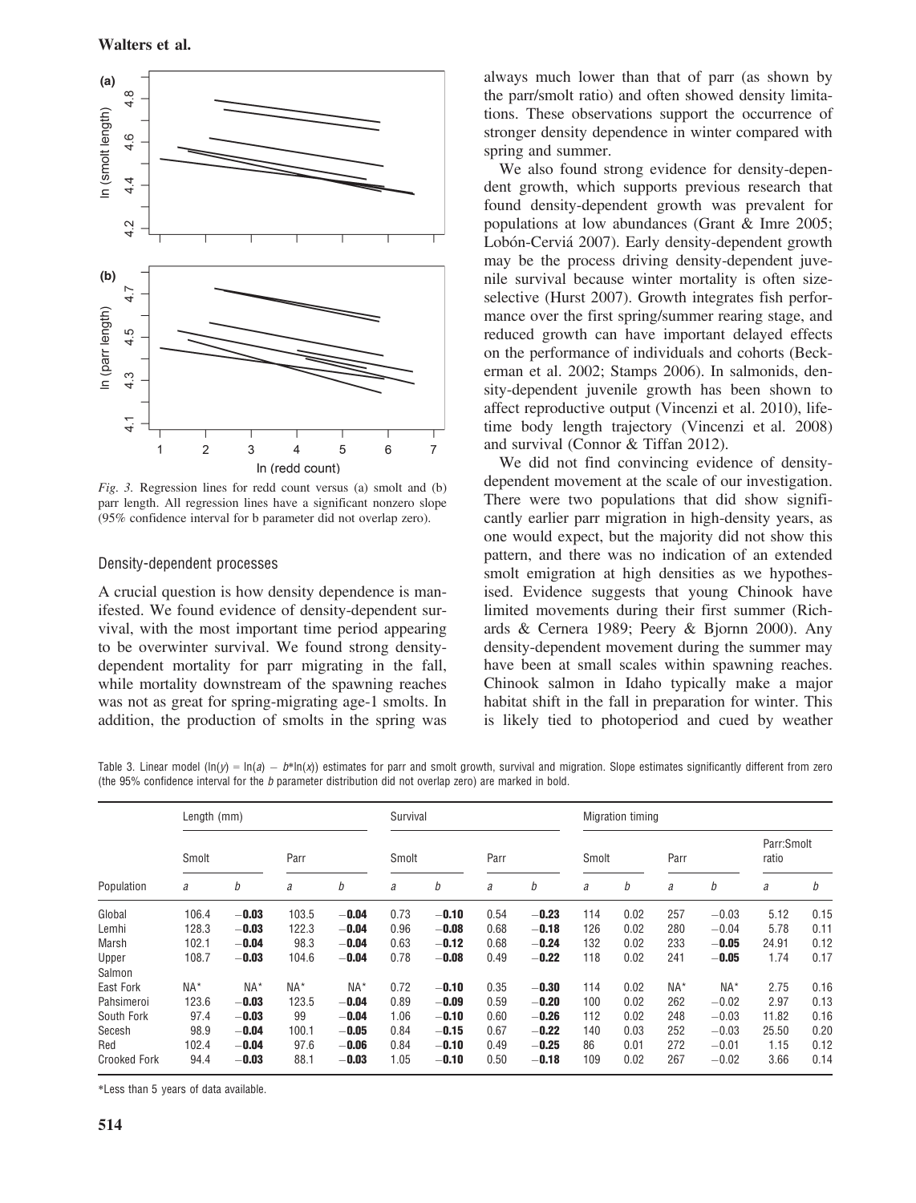*Fig. 3.* Regression lines for redd count versus (a) smolt and (b) parr length. All regression lines have a significant nonzero slope (95% confidence interval for b parameter did not overlap zero).

## Density-dependent processes

A crucial question is how density dependence is manifested. We found evidence of density-dependent survival, with the most important time period appearing to be overwinter survival. We found strong density-dependent mortality for parr migrating in the fall, while mortality downstream of the spawning reaches was not as great for spring-migrating age-1 smolts. In addition, the production of smolts in the spring was always much lower than that of parr (as shown by the parr/smolt ratio) and often showed density limitations. These observations support the occurrence of stronger density dependence in winter compared with spring and summer.

We also found strong evidence for density-dependent growth, which supports previous research that found density-dependent growth was prevalent for populations at low abundances (Grant & Imre 2005; Lobón-Cerviá 2007). Early density-dependent growth may be the process driving density-dependent juvenile survival because winter mortality is often size-selective (Hurst 2007). Growth integrates fish performance over the first spring/summer rearing stage, and reduced growth can have important delayed effects on the performance of individuals and cohorts (Beckerman et al. 2002; Stamps 2006). In salmonids, density-dependent juvenile growth has been shown to affect reproductive output (Vincenzi et al. 2010), lifetime body length trajectory (Vincenzi et al. 2008) and survival (Connor & Tiffan 2012).

We did not find convincing evidence of density-dependent movement at the scale of our investigation. There were two populations that did show significantly earlier parr migration in high-density years, as one would expect, but the majority did not show this pattern, and there was no indication of an extended smolt emigration at high densities as we hypothesised. Evidence suggests that young Chinook have limited movements during their first summer (Richards & Cernera 1989; Peery & Bjornn 2000). Any density-dependent movement during the summer may have been at small scales within spawning reaches. Chinook salmon in Idaho typically make a major habitat shift in the fall in preparation for winter. This is likely tied to photoperiod and cued by weather

Table 3. Linear model ($\ln(y) = \ln(a) - b{*}\ln(x)$) estimates for parr and smolt growth, survival and migration. Slope estimates significantly different from zero (the 95% confidence interval for the *b* parameter distribution did not overlap zero) are marked in bold.

| Population | Length (mm) | | | | Survival | | | | Migration timing | | | | | |
|---|---|---|---|---|---|---|---|---|---|---|---|---|---|---|
| | Smolt | | Parr | | Smolt | | Parr | | Smolt | | Parr | | Parr:Smolt ratio | |
| | *a* | *b* | *a* | *b* | *a* | *b* | *a* | *b* | *a* | *b* | *a* | *b* | *a* | *b* |
| Global | 106.4 | **−0.03** | 103.5 | **−0.04** | 0.73 | **−0.10** | 0.54 | **−0.23** | 114 | 0.02 | 257 | −0.03 | 5.12 | 0.15 |
| Lemhi | 128.3 | **−0.03** | 122.3 | **−0.04** | 0.96 | **−0.08** | 0.68 | **−0.18** | 126 | 0.02 | 280 | −0.04 | 5.78 | 0.11 |
| Marsh | 102.1 | **−0.04** | 98.3 | **−0.04** | 0.63 | **−0.12** | 0.68 | **−0.24** | 132 | 0.02 | 233 | **−0.05** | 24.91 | 0.12 |
| Upper Salmon | 108.7 | **−0.03** | 104.6 | **−0.04** | 0.78 | **−0.08** | 0.49 | **−0.22** | 118 | 0.02 | 241 | **−0.05** | 1.74 | 0.17 |
| East Fork | NA* | NA* | NA* | NA* | 0.72 | **−0.10** | 0.35 | **−0.30** | 114 | 0.02 | NA* | NA* | 2.75 | 0.16 |
| Pahsimeroi | 123.6 | **−0.03** | 123.5 | **−0.04** | 0.89 | **−0.09** | 0.59 | **−0.20** | 100 | 0.02 | 262 | −0.02 | 2.97 | 0.13 |
| South Fork | 97.4 | **−0.03** | 99 | **−0.04** | 1.06 | **−0.10** | 0.60 | **−0.26** | 112 | 0.02 | 248 | −0.03 | 11.82 | 0.16 |
| Secesh | 98.9 | **−0.04** | 100.1 | **−0.05** | 0.84 | **−0.15** | 0.67 | **−0.22** | 140 | 0.03 | 252 | −0.03 | 25.50 | 0.20 |
| Red | 102.4 | **−0.04** | 97.6 | **−0.06** | 0.84 | **−0.10** | 0.49 | **−0.25** | 86 | 0.01 | 272 | −0.01 | 1.15 | 0.12 |
| Crooked Fork | 94.4 | **−0.03** | 88.1 | **−0.03** | 1.05 | **−0.10** | 0.50 | **−0.18** | 109 | 0.02 | 267 | −0.02 | 3.66 | 0.14 |

*Less than 5 years of data available.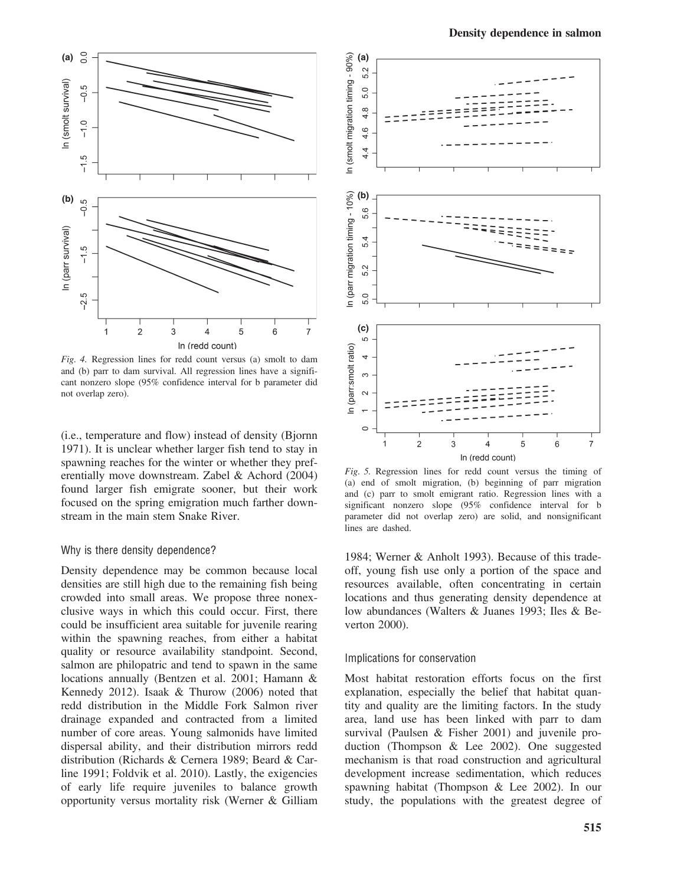*Fig. 4.* Regression lines for redd count versus (a) smolt to dam and (b) parr to dam survival. All regression lines have a significant nonzero slope (95% confidence interval for b parameter did not overlap zero).

(i.e., temperature and flow) instead of density (Bjornn 1971). It is unclear whether larger fish tend to stay in spawning reaches for the winter or whether they preferentially move downstream. Zabel & Achord (2004) found larger fish emigrate sooner, but their work focused on the spring emigration much farther downstream in the main stem Snake River.

### Why is there density dependence?

Density dependence may be common because local densities are still high due to the remaining fish being crowded into small areas. We propose three nonexclusive ways in which this could occur. First, there could be insufficient area suitable for juvenile rearing within the spawning reaches, from either a habitat quality or resource availability standpoint. Second, salmon are philopatric and tend to spawn in the same locations annually (Bentzen et al. 2001; Hamann & Kennedy 2012). Isaak & Thurow (2006) noted that redd distribution in the Middle Fork Salmon river drainage expanded and contracted from a limited number of core areas. Young salmonids have limited dispersal ability, and their distribution mirrors redd distribution (Richards & Cernera 1989; Beard & Carline 1991; Foldvik et al. 2010). Lastly, the exigencies of early life require juveniles to balance growth opportunity versus mortality risk (Werner & Gilliam 1984; Werner & Anholt 1993). Because of this tradeoff, young fish use only a portion of the space and resources available, often concentrating in certain locations and thus generating density dependence at low abundances (Walters & Juanes 1993; Iles & Beverton 2000).

*Fig. 5.* Regression lines for redd count versus the timing of (a) end of smolt migration, (b) beginning of parr migration and (c) parr to smolt emigrant ratio. Regression lines with a significant nonzero slope (95% confidence interval for b parameter did not overlap zero) are solid, and nonsignificant lines are dashed.

### Implications for conservation

Most habitat restoration efforts focus on the first explanation, especially the belief that habitat quantity and quality are the limiting factors. In the study area, land use has been linked with parr to dam survival (Paulsen & Fisher 2001) and juvenile production (Thompson & Lee 2002). One suggested mechanism is that road construction and agricultural development increase sedimentation, which reduces spawning habitat (Thompson & Lee 2002). In our study, the populations with the greatest degree of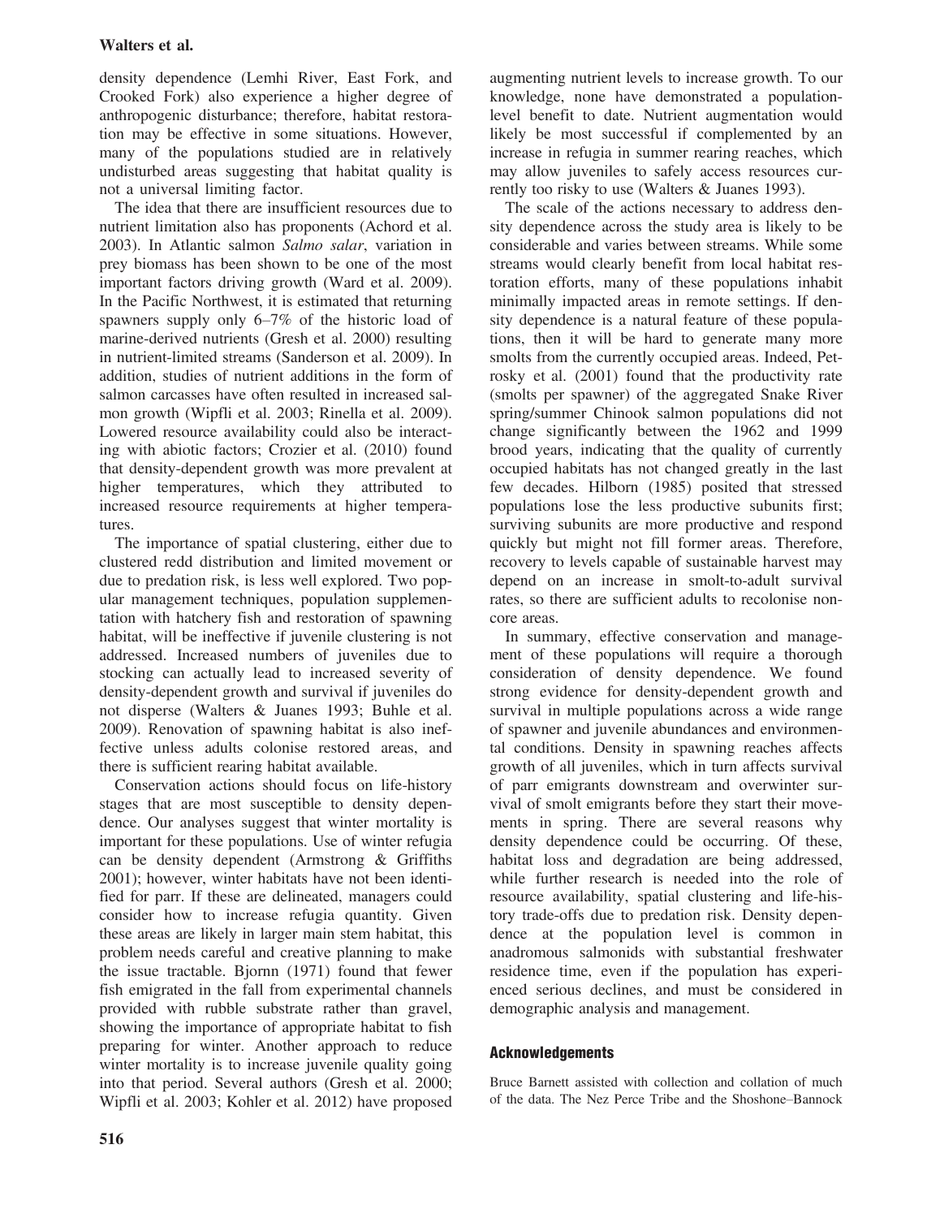density dependence (Lemhi River, East Fork, and Crooked Fork) also experience a higher degree of anthropogenic disturbance; therefore, habitat restoration may be effective in some situations. However, many of the populations studied are in relatively undisturbed areas suggesting that habitat quality is not a universal limiting factor.

The idea that there are insufficient resources due to nutrient limitation also has proponents (Achord et al. 2003). In Atlantic salmon *Salmo salar*, variation in prey biomass has been shown to be one of the most important factors driving growth (Ward et al. 2009). In the Pacific Northwest, it is estimated that returning spawners supply only 6–7% of the historic load of marine-derived nutrients (Gresh et al. 2000) resulting in nutrient-limited streams (Sanderson et al. 2009). In addition, studies of nutrient additions in the form of salmon carcasses have often resulted in increased salmon growth (Wipfli et al. 2003; Rinella et al. 2009). Lowered resource availability could also be interacting with abiotic factors; Crozier et al. (2010) found that density-dependent growth was more prevalent at higher temperatures, which they attributed to increased resource requirements at higher temperatures.

The importance of spatial clustering, either due to clustered redd distribution and limited movement or due to predation risk, is less well explored. Two popular management techniques, population supplementation with hatchery fish and restoration of spawning habitat, will be ineffective if juvenile clustering is not addressed. Increased numbers of juveniles due to stocking can actually lead to increased severity of density-dependent growth and survival if juveniles do not disperse (Walters & Juanes 1993; Buhle et al. 2009). Renovation of spawning habitat is also ineffective unless adults colonise restored areas, and there is sufficient rearing habitat available.

Conservation actions should focus on life-history stages that are most susceptible to density dependence. Our analyses suggest that winter mortality is important for these populations. Use of winter refugia can be density dependent (Armstrong & Griffiths 2001); however, winter habitats have not been identified for parr. If these are delineated, managers could consider how to increase refugia quantity. Given these areas are likely in larger main stem habitat, this problem needs careful and creative planning to make the issue tractable. Bjornn (1971) found that fewer fish emigrated in the fall from experimental channels provided with rubble substrate rather than gravel, showing the importance of appropriate habitat to fish preparing for winter. Another approach to reduce winter mortality is to increase juvenile quality going into that period. Several authors (Gresh et al. 2000; Wipfli et al. 2003; Kohler et al. 2012) have proposed augmenting nutrient levels to increase growth. To our knowledge, none have demonstrated a population-level benefit to date. Nutrient augmentation would likely be most successful if complemented by an increase in refugia in summer rearing reaches, which may allow juveniles to safely access resources currently too risky to use (Walters & Juanes 1993).

The scale of the actions necessary to address density dependence across the study area is likely to be considerable and varies between streams. While some streams would clearly benefit from local habitat restoration efforts, many of these populations inhabit minimally impacted areas in remote settings. If density dependence is a natural feature of these populations, then it will be hard to generate many more smolts from the currently occupied areas. Indeed, Petrosky et al. (2001) found that the productivity rate (smolts per spawner) of the aggregated Snake River spring/summer Chinook salmon populations did not change significantly between the 1962 and 1999 brood years, indicating that the quality of currently occupied habitats has not changed greatly in the last few decades. Hilborn (1985) posited that stressed populations lose the less productive subunits first; surviving subunits are more productive and respond quickly but might not fill former areas. Therefore, recovery to levels capable of sustainable harvest may depend on an increase in smolt-to-adult survival rates, so there are sufficient adults to recolonise non-core areas.

In summary, effective conservation and management of these populations will require a thorough consideration of density dependence. We found strong evidence for density-dependent growth and survival in multiple populations across a wide range of spawner and juvenile abundances and environmental conditions. Density in spawning reaches affects growth of all juveniles, which in turn affects survival of parr emigrants downstream and overwinter survival of smolt emigrants before they start their movements in spring. There are several reasons why density dependence could be occurring. Of these, habitat loss and degradation are being addressed, while further research is needed into the role of resource availability, spatial clustering and life-history trade-offs due to predation risk. Density dependence at the population level is common in anadromous salmonids with substantial freshwater residence time, even if the population has experienced serious declines, and must be considered in demographic analysis and management.

## Acknowledgements

Bruce Barnett assisted with collection and collation of much of the data. The Nez Perce Tribe and the Shoshone–Bannock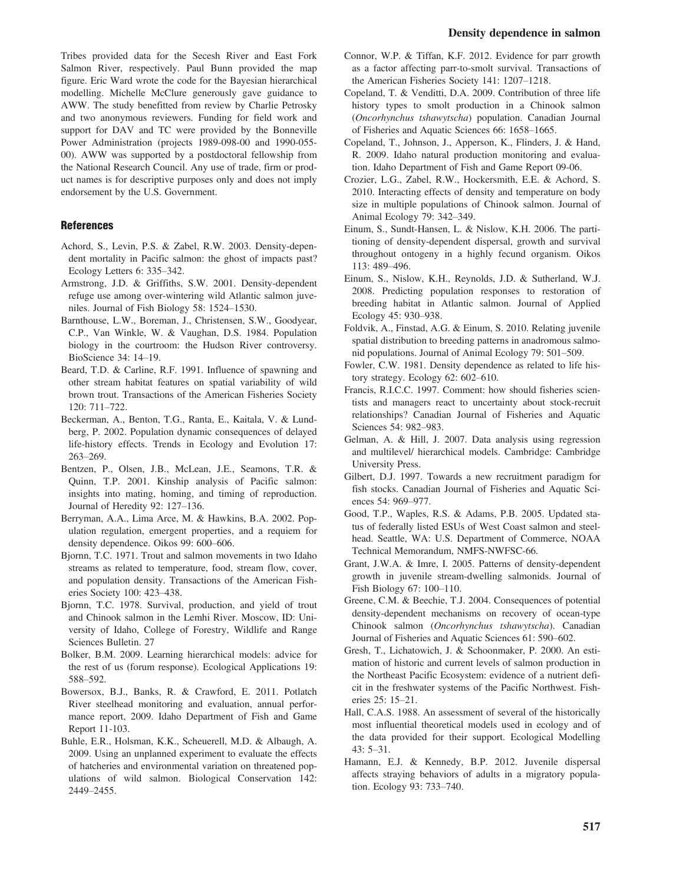Tribes provided data for the Secesh River and East Fork Salmon River, respectively. Paul Bunn provided the map figure. Eric Ward wrote the code for the Bayesian hierarchical modelling. Michelle McClure generously gave guidance to AWW. The study benefitted from review by Charlie Petrosky and two anonymous reviewers. Funding for field work and support for DAV and TC were provided by the Bonneville Power Administration (projects 1989-098-00 and 1990-055-00). AWW was supported by a postdoctoral fellowship from the National Research Council. Any use of trade, firm or product names is for descriptive purposes only and does not imply endorsement by the U.S. Government.

## References

Achord, S., Levin, P.S. & Zabel, R.W. 2003. Density-dependent mortality in Pacific salmon: the ghost of impacts past? Ecology Letters 6: 335–342.

Armstrong, J.D. & Griffiths, S.W. 2001. Density-dependent refuge use among over-wintering wild Atlantic salmon juveniles. Journal of Fish Biology 58: 1524–1530.

Barnthouse, L.W., Boreman, J., Christensen, S.W., Goodyear, C.P., Van Winkle, W. & Vaughan, D.S. 1984. Population biology in the courtroom: the Hudson River controversy. BioScience 34: 14–19.

Beard, T.D. & Carline, R.F. 1991. Influence of spawning and other stream habitat features on spatial variability of wild brown trout. Transactions of the American Fisheries Society 120: 711–722.

Beckerman, A., Benton, T.G., Ranta, E., Kaitala, V. & Lundberg, P. 2002. Population dynamic consequences of delayed life-history effects. Trends in Ecology and Evolution 17: 263–269.

Bentzen, P., Olsen, J.B., McLean, J.E., Seamons, T.R. & Quinn, T.P. 2001. Kinship analysis of Pacific salmon: insights into mating, homing, and timing of reproduction. Journal of Heredity 92: 127–136.

Berryman, A.A., Lima Arce, M. & Hawkins, B.A. 2002. Population regulation, emergent properties, and a requiem for density dependence. Oikos 99: 600–606.

Bjornn, T.C. 1971. Trout and salmon movements in two Idaho streams as related to temperature, food, stream flow, cover, and population density. Transactions of the American Fisheries Society 100: 423–438.

Bjornn, T.C. 1978. Survival, production, and yield of trout and Chinook salmon in the Lemhi River. Moscow, ID: University of Idaho, College of Forestry, Wildlife and Range Sciences Bulletin. 27

Bolker, B.M. 2009. Learning hierarchical models: advice for the rest of us (forum response). Ecological Applications 19: 588–592.

Bowersox, B.J., Banks, R. & Crawford, E. 2011. Potlatch River steelhead monitoring and evaluation, annual performance report, 2009. Idaho Department of Fish and Game Report 11-103.

Buhle, E.R., Holsman, K.K., Scheuerell, M.D. & Albaugh, A. 2009. Using an unplanned experiment to evaluate the effects of hatcheries and environmental variation on threatened populations of wild salmon. Biological Conservation 142: 2449–2455.

Connor, W.P. & Tiffan, K.F. 2012. Evidence for parr growth as a factor affecting parr-to-smolt survival. Transactions of the American Fisheries Society 141: 1207–1218.

Copeland, T. & Venditti, D.A. 2009. Contribution of three life history types to smolt production in a Chinook salmon (*Oncorhynchus tshawytscha*) population. Canadian Journal of Fisheries and Aquatic Sciences 66: 1658–1665.

Copeland, T., Johnson, J., Apperson, K., Flinders, J. & Hand, R. 2009. Idaho natural production monitoring and evaluation. Idaho Department of Fish and Game Report 09-06.

Crozier, L.G., Zabel, R.W., Hockersmith, E.E. & Achord, S. 2010. Interacting effects of density and temperature on body size in multiple populations of Chinook salmon. Journal of Animal Ecology 79: 342–349.

Einum, S., Sundt-Hansen, L. & Nislow, K.H. 2006. The partitioning of density-dependent dispersal, growth and survival throughout ontogeny in a highly fecund organism. Oikos 113: 489–496.

Einum, S., Nislow, K.H., Reynolds, J.D. & Sutherland, W.J. 2008. Predicting population responses to restoration of breeding habitat in Atlantic salmon. Journal of Applied Ecology 45: 930–938.

Foldvik, A., Finstad, A.G. & Einum, S. 2010. Relating juvenile spatial distribution to breeding patterns in anadromous salmonid populations. Journal of Animal Ecology 79: 501–509.

Fowler, C.W. 1981. Density dependence as related to life history strategy. Ecology 62: 602–610.

Francis, R.I.C.C. 1997. Comment: how should fisheries scientists and managers react to uncertainty about stock-recruit relationships? Canadian Journal of Fisheries and Aquatic Sciences 54: 982–983.

Gelman, A. & Hill, J. 2007. Data analysis using regression and multilevel/ hierarchical models. Cambridge: Cambridge University Press.

Gilbert, D.J. 1997. Towards a new recruitment paradigm for fish stocks. Canadian Journal of Fisheries and Aquatic Sciences 54: 969–977.

Good, T.P., Waples, R.S. & Adams, P.B. 2005. Updated status of federally listed ESUs of West Coast salmon and steelhead. Seattle, WA: U.S. Department of Commerce, NOAA Technical Memorandum, NMFS-NWFSC-66.

Grant, J.W.A. & Imre, I. 2005. Patterns of density-dependent growth in juvenile stream-dwelling salmonids. Journal of Fish Biology 67: 100–110.

Greene, C.M. & Beechie, T.J. 2004. Consequences of potential density-dependent mechanisms on recovery of ocean-type Chinook salmon (*Oncorhynchus tshawytscha*). Canadian Journal of Fisheries and Aquatic Sciences 61: 590–602.

Gresh, T., Lichatowich, J. & Schoonmaker, P. 2000. An estimation of historic and current levels of salmon production in the Northeast Pacific Ecosystem: evidence of a nutrient deficit in the freshwater systems of the Pacific Northwest. Fisheries 25: 15–21.

Hall, C.A.S. 1988. An assessment of several of the historically most influential theoretical models used in ecology and of the data provided for their support. Ecological Modelling 43: 5–31.

Hamann, E.J. & Kennedy, B.P. 2012. Juvenile dispersal affects straying behaviors of adults in a migratory population. Ecology 93: 733–740.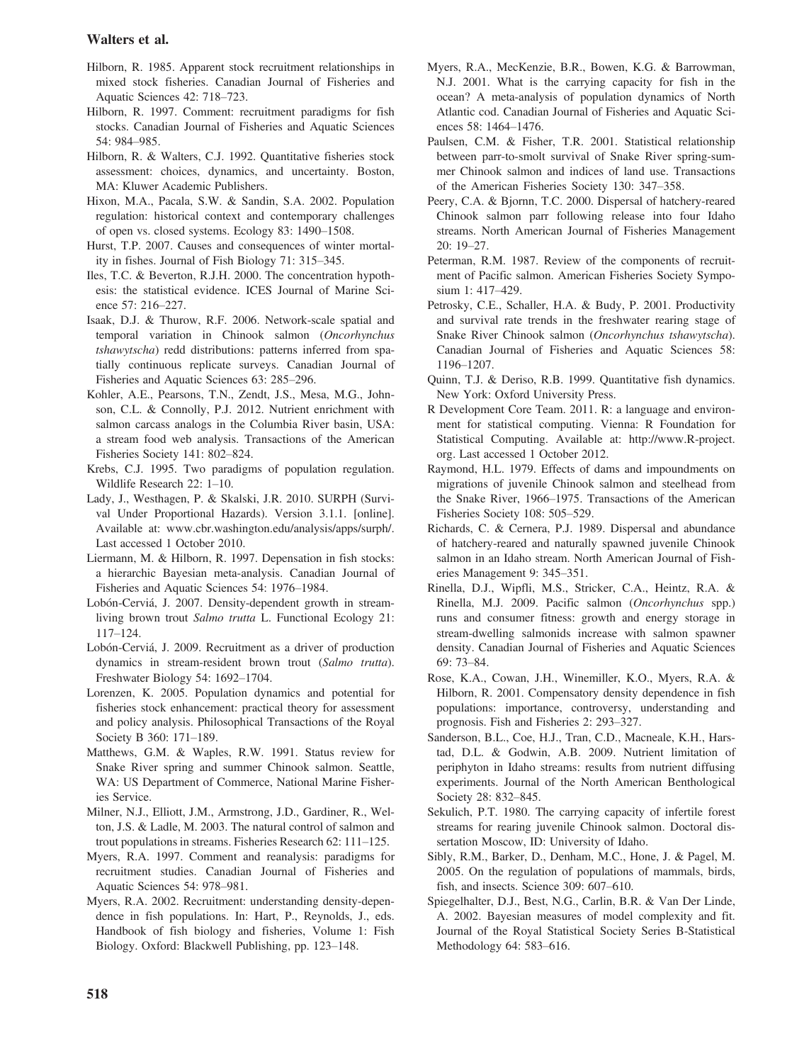Hilborn, R. 1985. Apparent stock recruitment relationships in mixed stock fisheries. Canadian Journal of Fisheries and Aquatic Sciences 42: 718–723.

Hilborn, R. 1997. Comment: recruitment paradigms for fish stocks. Canadian Journal of Fisheries and Aquatic Sciences 54: 984–985.

Hilborn, R. & Walters, C.J. 1992. Quantitative fisheries stock assessment: choices, dynamics, and uncertainty. Boston, MA: Kluwer Academic Publishers.

Hixon, M.A., Pacala, S.W. & Sandin, S.A. 2002. Population regulation: historical context and contemporary challenges of open vs. closed systems. Ecology 83: 1490–1508.

Hurst, T.P. 2007. Causes and consequences of winter mortality in fishes. Journal of Fish Biology 71: 315–345.

Iles, T.C. & Beverton, R.J.H. 2000. The concentration hypothesis: the statistical evidence. ICES Journal of Marine Science 57: 216–227.

Isaak, D.J. & Thurow, R.F. 2006. Network-scale spatial and temporal variation in Chinook salmon (*Oncorhynchus tshawytscha*) redd distributions: patterns inferred from spatially continuous replicate surveys. Canadian Journal of Fisheries and Aquatic Sciences 63: 285–296.

Kohler, A.E., Pearsons, T.N., Zendt, J.S., Mesa, M.G., Johnson, C.L. & Connolly, P.J. 2012. Nutrient enrichment with salmon carcass analogs in the Columbia River basin, USA: a stream food web analysis. Transactions of the American Fisheries Society 141: 802–824.

Krebs, C.J. 1995. Two paradigms of population regulation. Wildlife Research 22: 1–10.

Lady, J., Westhagen, P. & Skalski, J.R. 2010. SURPH (Survival Under Proportional Hazards). Version 3.1.1. [online]. Available at: www.cbr.washington.edu/analysis/apps/surph/. Last accessed 1 October 2010.

Liermann, M. & Hilborn, R. 1997. Depensation in fish stocks: a hierarchic Bayesian meta-analysis. Canadian Journal of Fisheries and Aquatic Sciences 54: 1976–1984.

Lobón-Cerviá, J. 2007. Density-dependent growth in stream-living brown trout *Salmo trutta* L. Functional Ecology 21: 117–124.

Lobón-Cerviá, J. 2009. Recruitment as a driver of production dynamics in stream-resident brown trout (*Salmo trutta*). Freshwater Biology 54: 1692–1704.

Lorenzen, K. 2005. Population dynamics and potential for fisheries stock enhancement: practical theory for assessment and policy analysis. Philosophical Transactions of the Royal Society B 360: 171–189.

Matthews, G.M. & Waples, R.W. 1991. Status review for Snake River spring and summer Chinook salmon. Seattle, WA: US Department of Commerce, National Marine Fisheries Service.

Milner, N.J., Elliott, J.M., Armstrong, J.D., Gardiner, R., Welton, J.S. & Ladle, M. 2003. The natural control of salmon and trout populations in streams. Fisheries Research 62: 111–125.

Myers, R.A. 1997. Comment and reanalysis: paradigms for recruitment studies. Canadian Journal of Fisheries and Aquatic Sciences 54: 978–981.

Myers, R.A. 2002. Recruitment: understanding density-dependence in fish populations. In: Hart, P., Reynolds, J., eds. Handbook of fish biology and fisheries, Volume 1: Fish Biology. Oxford: Blackwell Publishing, pp. 123–148.

Myers, R.A., MecKenzie, B.R., Bowen, K.G. & Barrowman, N.J. 2001. What is the carrying capacity for fish in the ocean? A meta-analysis of population dynamics of North Atlantic cod. Canadian Journal of Fisheries and Aquatic Sciences 58: 1464–1476.

Paulsen, C.M. & Fisher, T.R. 2001. Statistical relationship between parr-to-smolt survival of Snake River spring-summer Chinook salmon and indices of land use. Transactions of the American Fisheries Society 130: 347–358.

Peery, C.A. & Bjornn, T.C. 2000. Dispersal of hatchery-reared Chinook salmon parr following release into four Idaho streams. North American Journal of Fisheries Management 20: 19–27.

Peterman, R.M. 1987. Review of the components of recruitment of Pacific salmon. American Fisheries Society Symposium 1: 417–429.

Petrosky, C.E., Schaller, H.A. & Budy, P. 2001. Productivity and survival rate trends in the freshwater rearing stage of Snake River Chinook salmon (*Oncorhynchus tshawytscha*). Canadian Journal of Fisheries and Aquatic Sciences 58: 1196–1207.

Quinn, T.J. & Deriso, R.B. 1999. Quantitative fish dynamics. New York: Oxford University Press.

R Development Core Team. 2011. R: a language and environment for statistical computing. Vienna: R Foundation for Statistical Computing. Available at: http://www.R-project.org. Last accessed 1 October 2012.

Raymond, H.L. 1979. Effects of dams and impoundments on migrations of juvenile Chinook salmon and steelhead from the Snake River, 1966–1975. Transactions of the American Fisheries Society 108: 505–529.

Richards, C. & Cernera, P.J. 1989. Dispersal and abundance of hatchery-reared and naturally spawned juvenile Chinook salmon in an Idaho stream. North American Journal of Fisheries Management 9: 345–351.

Rinella, D.J., Wipfli, M.S., Stricker, C.A., Heintz, R.A. & Rinella, M.J. 2009. Pacific salmon (*Oncorhynchus* spp.) runs and consumer fitness: growth and energy storage in stream-dwelling salmonids increase with salmon spawner density. Canadian Journal of Fisheries and Aquatic Sciences 69: 73–84.

Rose, K.A., Cowan, J.H., Winemiller, K.O., Myers, R.A. & Hilborn, R. 2001. Compensatory density dependence in fish populations: importance, controversy, understanding and prognosis. Fish and Fisheries 2: 293–327.

Sanderson, B.L., Coe, H.J., Tran, C.D., Macneale, K.H., Harstad, D.L. & Godwin, A.B. 2009. Nutrient limitation of periphyton in Idaho streams: results from nutrient diffusing experiments. Journal of the North American Benthological Society 28: 832–845.

Sekulich, P.T. 1980. The carrying capacity of infertile forest streams for rearing juvenile Chinook salmon. Doctoral dissertation Moscow, ID: University of Idaho.

Sibly, R.M., Barker, D., Denham, M.C., Hone, J. & Pagel, M. 2005. On the regulation of populations of mammals, birds, fish, and insects. Science 309: 607–610.

Spiegelhalter, D.J., Best, N.G., Carlin, B.R. & Van Der Linde, A. 2002. Bayesian measures of model complexity and fit. Journal of the Royal Statistical Society Series B-Statistical Methodology 64: 583–616.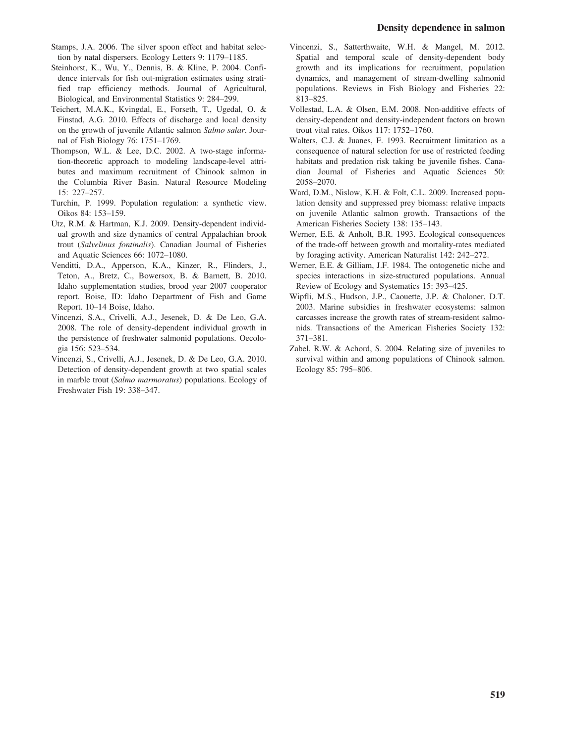Stamps, J.A. 2006. The silver spoon effect and habitat selection by natal dispersers. Ecology Letters 9: 1179–1185.

Steinhorst, K., Wu, Y., Dennis, B. & Kline, P. 2004. Confidence intervals for fish out-migration estimates using stratified trap efficiency methods. Journal of Agricultural, Biological, and Environmental Statistics 9: 284–299.

Teichert, M.A.K., Kvingdal, E., Forseth, T., Ugedal, O. & Finstad, A.G. 2010. Effects of discharge and local density on the growth of juvenile Atlantic salmon *Salmo salar*. Journal of Fish Biology 76: 1751–1769.

Thompson, W.L. & Lee, D.C. 2002. A two-stage information-theoretic approach to modeling landscape-level attributes and maximum recruitment of Chinook salmon in the Columbia River Basin. Natural Resource Modeling 15: 227–257.

Turchin, P. 1999. Population regulation: a synthetic view. Oikos 84: 153–159.

Utz, R.M. & Hartman, K.J. 2009. Density-dependent individual growth and size dynamics of central Appalachian brook trout (*Salvelinus fontinalis*). Canadian Journal of Fisheries and Aquatic Sciences 66: 1072–1080.

Venditti, D.A., Apperson, K.A., Kinzer, R., Flinders, J., Teton, A., Bretz, C., Bowersox, B. & Barnett, B. 2010. Idaho supplementation studies, brood year 2007 cooperator report. Boise, ID: Idaho Department of Fish and Game Report. 10–14 Boise, Idaho.

Vincenzi, S.A., Crivelli, A.J., Jesenek, D. & De Leo, G.A. 2008. The role of density-dependent individual growth in the persistence of freshwater salmonid populations. Oecologia 156: 523–534.

Vincenzi, S., Crivelli, A.J., Jesenek, D. & De Leo, G.A. 2010. Detection of density-dependent growth at two spatial scales in marble trout (*Salmo marmoratus*) populations. Ecology of Freshwater Fish 19: 338–347.

Vincenzi, S., Satterthwaite, W.H. & Mangel, M. 2012. Spatial and temporal scale of density-dependent body growth and its implications for recruitment, population dynamics, and management of stream-dwelling salmonid populations. Reviews in Fish Biology and Fisheries 22: 813–825.

Vollestad, L.A. & Olsen, E.M. 2008. Non-additive effects of density-dependent and density-independent factors on brown trout vital rates. Oikos 117: 1752–1760.

Walters, C.J. & Juanes, F. 1993. Recruitment limitation as a consequence of natural selection for use of restricted feeding habitats and predation risk taking be juvenile fishes. Canadian Journal of Fisheries and Aquatic Sciences 50: 2058–2070.

Ward, D.M., Nislow, K.H. & Folt, C.L. 2009. Increased population density and suppressed prey biomass: relative impacts on juvenile Atlantic salmon growth. Transactions of the American Fisheries Society 138: 135–143.

Werner, E.E. & Anholt, B.R. 1993. Ecological consequences of the trade-off between growth and mortality-rates mediated by foraging activity. American Naturalist 142: 242–272.

Werner, E.E. & Gilliam, J.F. 1984. The ontogenetic niche and species interactions in size-structured populations. Annual Review of Ecology and Systematics 15: 393–425.

Wipfli, M.S., Hudson, J.P., Caouette, J.P. & Chaloner, D.T. 2003. Marine subsidies in freshwater ecosystems: salmon carcasses increase the growth rates of stream-resident salmonids. Transactions of the American Fisheries Society 132: 371–381.

Zabel, R.W. & Achord, S. 2004. Relating size of juveniles to survival within and among populations of Chinook salmon. Ecology 85: 795–806.